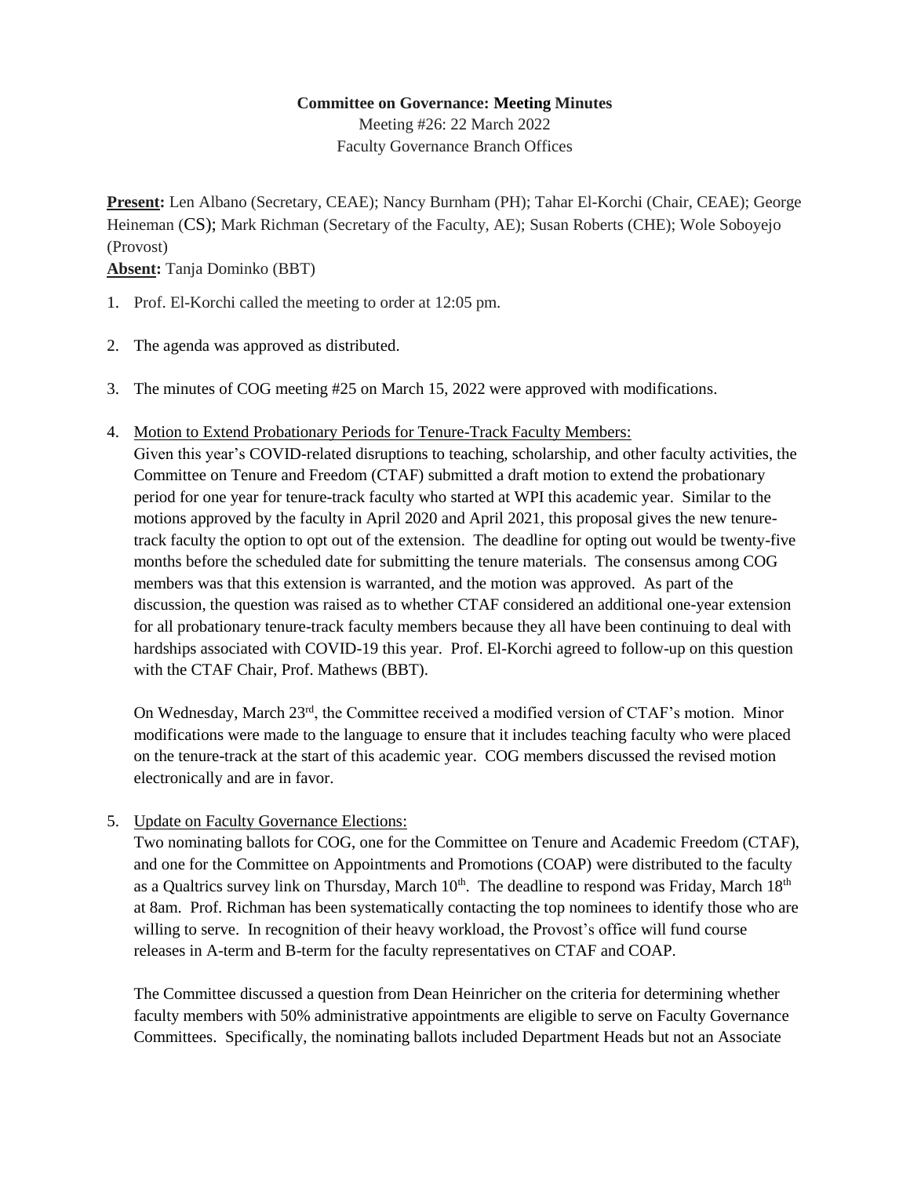**Committee on Governance: Meeting Minutes**

Meeting #26: 22 March 2022

Faculty Governance Branch Offices

**Present:** Len Albano (Secretary, CEAE); Nancy Burnham (PH); Tahar El-Korchi (Chair, CEAE); George Heineman (CS); Mark Richman (Secretary of the Faculty, AE); Susan Roberts (CHE); Wole Soboyejo (Provost)

**Absent:** Tanja Dominko (BBT)

1. Prof. El-Korchi called the meeting to order at 12:05 pm.

2. The agenda was approved as distributed.

3. The minutes of COG meeting #25 on March 15, 2022 were approved with modifications.

4. Motion to Extend Probationary Periods for Tenure-Track Faculty Members:

   Given this year's COVID-related disruptions to teaching, scholarship, and other faculty activities, the Committee on Tenure and Freedom (CTAF) submitted a draft motion to extend the probationary period for one year for tenure-track faculty who started at WPI this academic year. Similar to the motions approved by the faculty in April 2020 and April 2021, this proposal gives the new tenure-track faculty the option to opt out of the extension. The deadline for opting out would be twenty-five months before the scheduled date for submitting the tenure materials. The consensus among COG members was that this extension is warranted, and the motion was approved. As part of the discussion, the question was raised as to whether CTAF considered an additional one-year extension for all probationary tenure-track faculty members because they all have been continuing to deal with hardships associated with COVID-19 this year. Prof. El-Korchi agreed to follow-up on this question with the CTAF Chair, Prof. Mathews (BBT).

   On Wednesday, March 23rd, the Committee received a modified version of CTAF's motion. Minor modifications were made to the language to ensure that it includes teaching faculty who were placed on the tenure-track at the start of this academic year. COG members discussed the revised motion electronically and are in favor.

5. Update on Faculty Governance Elections:

   Two nominating ballots for COG, one for the Committee on Tenure and Academic Freedom (CTAF), and one for the Committee on Appointments and Promotions (COAP) were distributed to the faculty as a Qualtrics survey link on Thursday, March 10th. The deadline to respond was Friday, March 18th at 8am. Prof. Richman has been systematically contacting the top nominees to identify those who are willing to serve. In recognition of their heavy workload, the Provost's office will fund course releases in A-term and B-term for the faculty representatives on CTAF and COAP.

   The Committee discussed a question from Dean Heinricher on the criteria for determining whether faculty members with 50% administrative appointments are eligible to serve on Faculty Governance Committees. Specifically, the nominating ballots included Department Heads but not an Associate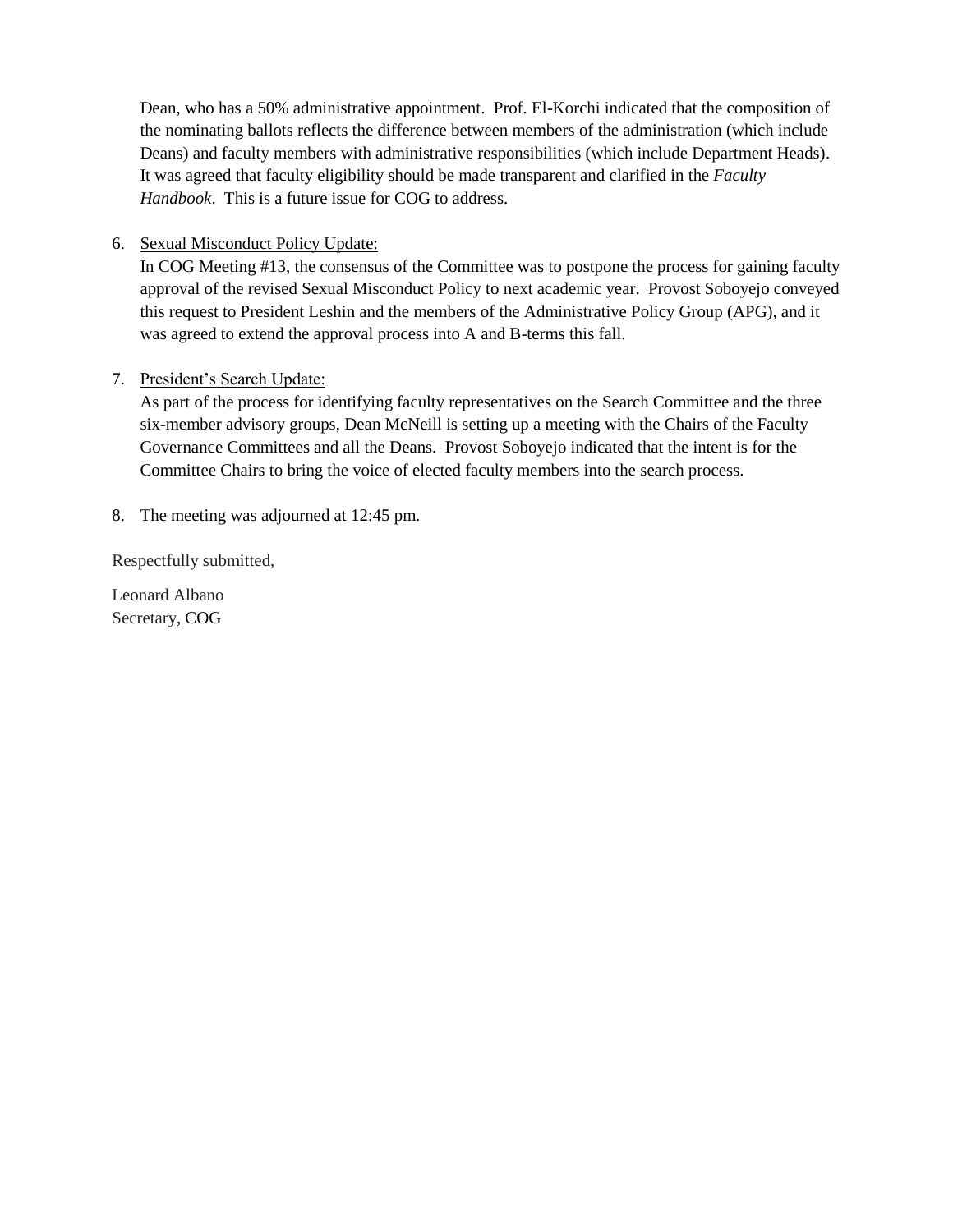Dean, who has a 50% administrative appointment. Prof. El-Korchi indicated that the composition of the nominating ballots reflects the difference between members of the administration (which include Deans) and faculty members with administrative responsibilities (which include Department Heads). It was agreed that faculty eligibility should be made transparent and clarified in the *Faculty Handbook*. This is a future issue for COG to address.

6. Sexual Misconduct Policy Update:
   In COG Meeting #13, the consensus of the Committee was to postpone the process for gaining faculty approval of the revised Sexual Misconduct Policy to next academic year. Provost Soboyejo conveyed this request to President Leshin and the members of the Administrative Policy Group (APG), and it was agreed to extend the approval process into A and B-terms this fall.

7. President's Search Update:
   As part of the process for identifying faculty representatives on the Search Committee and the three six-member advisory groups, Dean McNeill is setting up a meeting with the Chairs of the Faculty Governance Committees and all the Deans. Provost Soboyejo indicated that the intent is for the Committee Chairs to bring the voice of elected faculty members into the search process.

8. The meeting was adjourned at 12:45 pm.

Respectfully submitted,

Leonard Albano
Secretary, COG